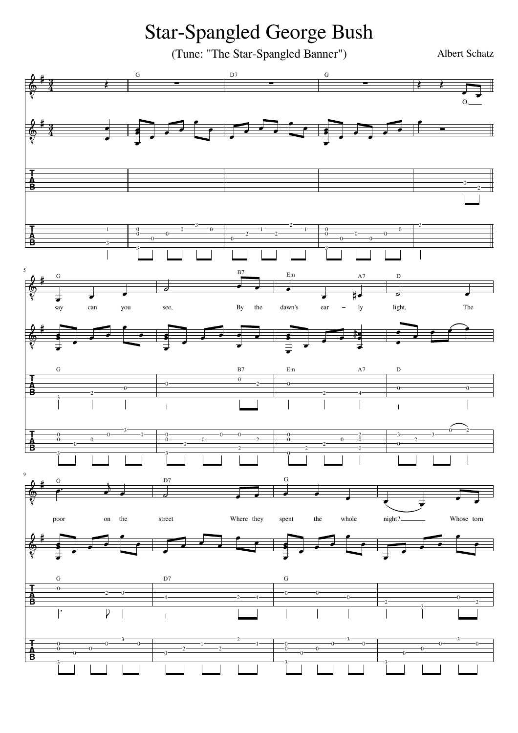# Star-Spangled George Bush

(Tune: "The Star-Spangled Banner")

Albert Schatz

O, say can you see, By the dawn's ear – ly light, The poor on the street Where they spent the whole night? Whose torn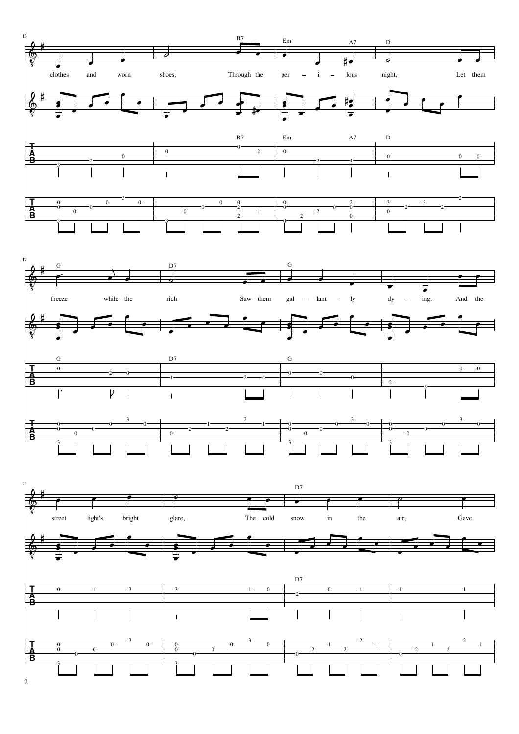13

B7 Em A7 D

clothes and worn shoes, Through the per – i – lous night, Let them

17

G D7 G

freeze while the rich Saw them gal – lant – ly dy – ing. And the

21

D7

street light's bright glare, The cold snow in the air, Gave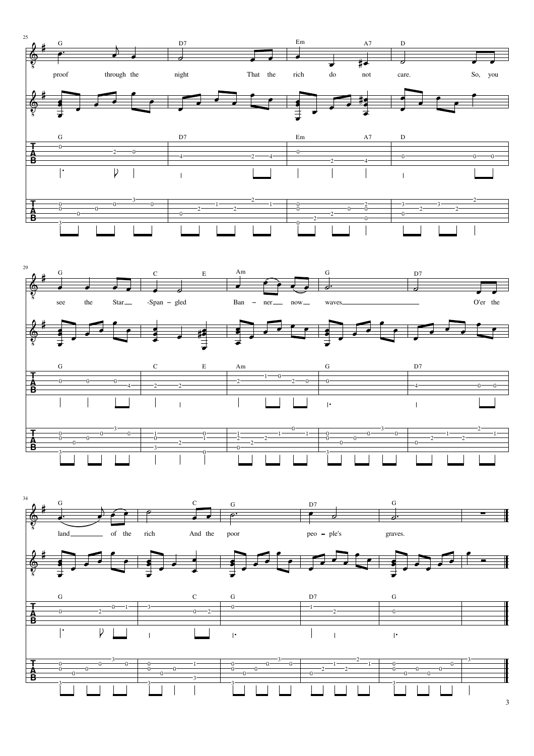G D7 Em A7 D

proof through the night That the rich do not care. So, you

G C E Am G D7

see the Star-Span-gled Ban-ner now waves O'er the

G C G D7 G

land of the rich And the poor peo-ple's graves.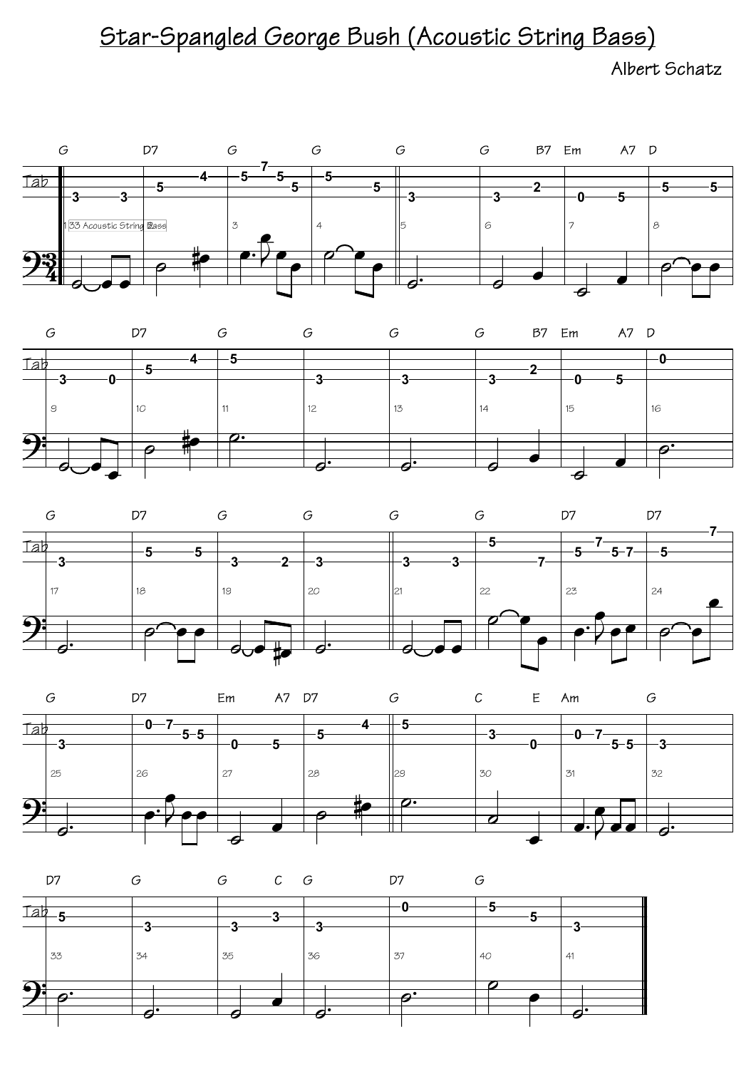# Star-Spangled George Bush (Acoustic String Bass)

Albert Schatz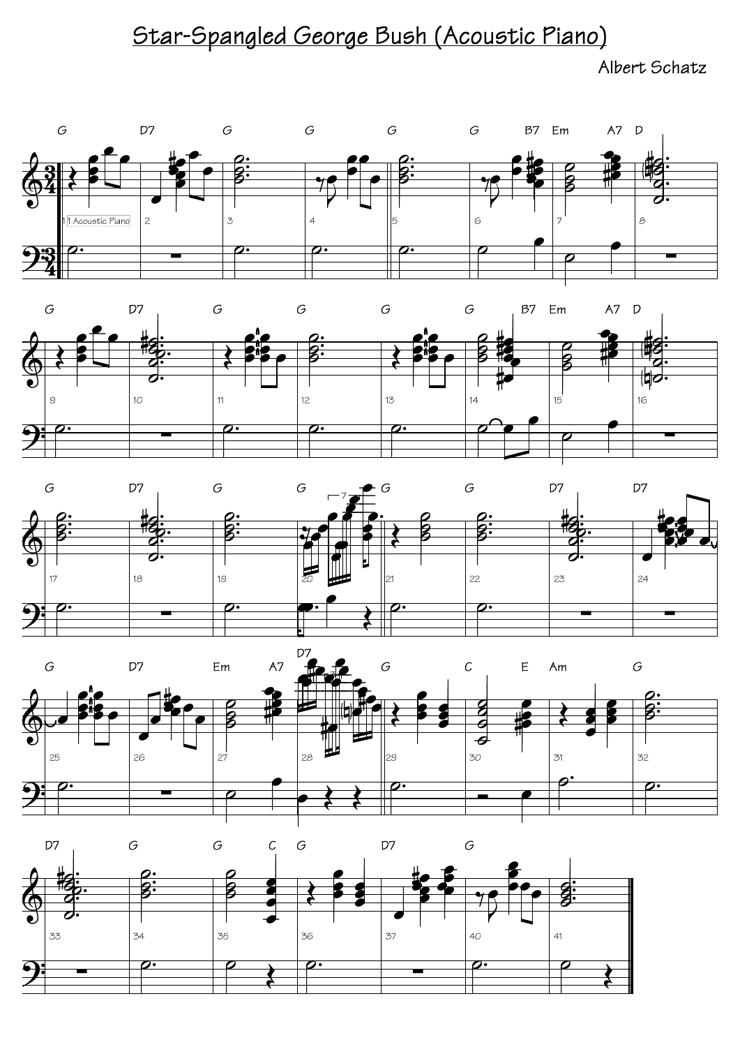# Star-Spangled George Bush (Acoustic Piano)

Albert Schatz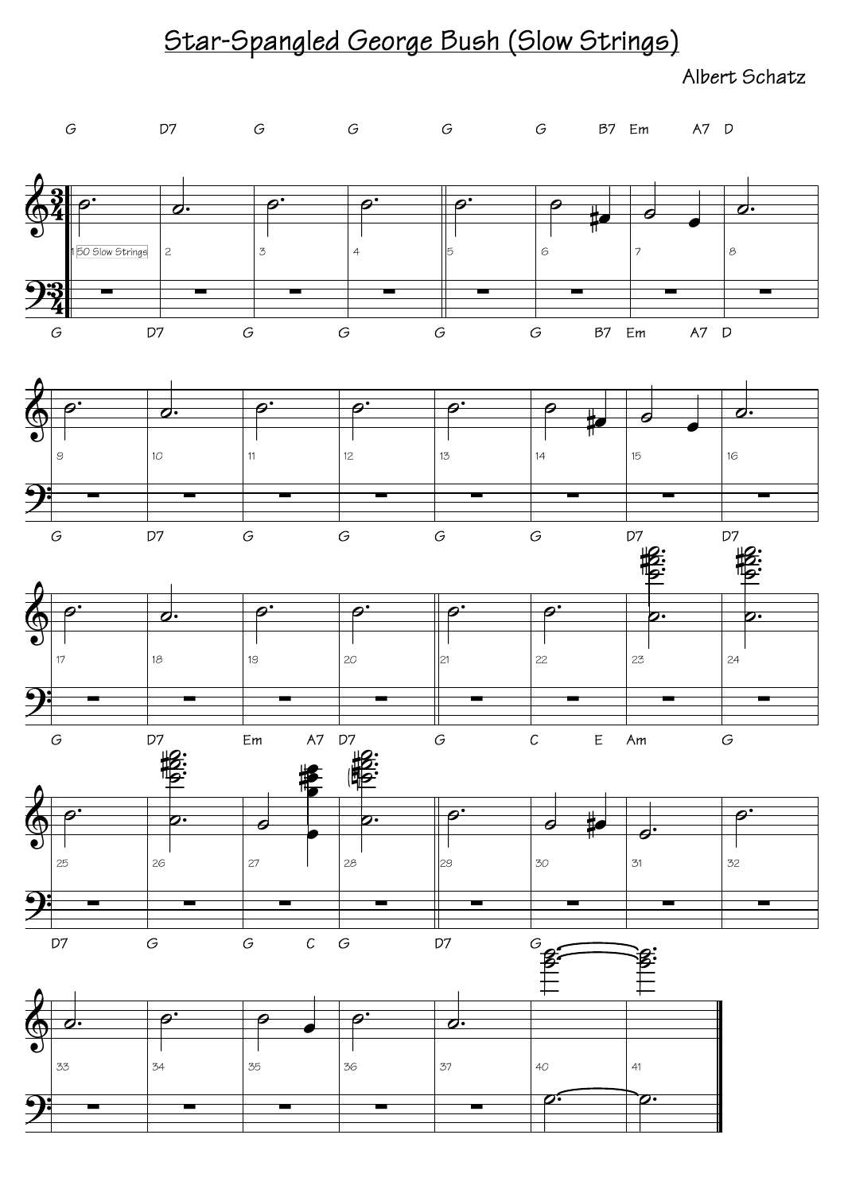# Star-Spangled George Bush (Slow Strings)

Albert Schatz